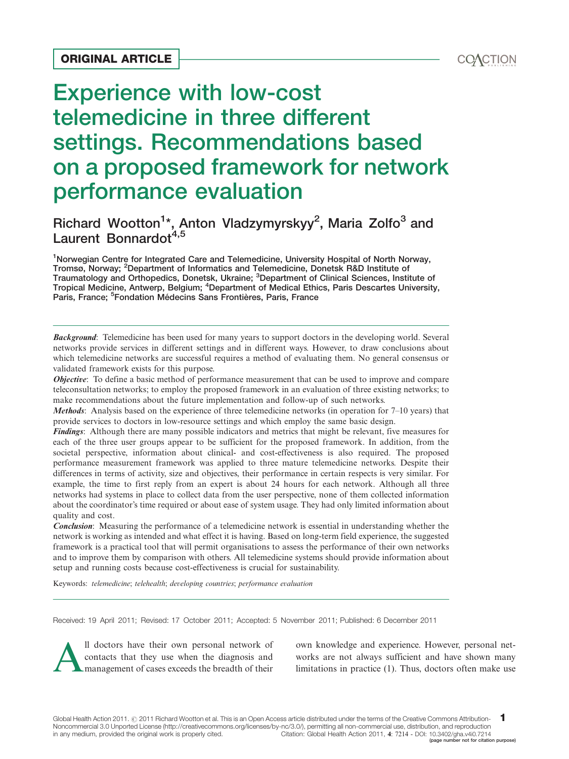ORIGINAL ARTICLE

# Experience with low-cost telemedicine in three different settings. Recommendations based on a proposed framework for network performance evaluation

Richard Wootton[1]*, Anton Vladzymyrskyy[2], Maria Zolfo[3] and Laurent Bonnardot[4,5]

[1]Norwegian Centre for Integrated Care and Telemedicine, University Hospital of North Norway, Tromsø, Norway; [2]Department of Informatics and Telemedicine, Donetsk R&D Institute of Traumatology and Orthopedics, Donetsk, Ukraine; [3]Department of Clinical Sciences, Institute of Tropical Medicine, Antwerp, Belgium; [4]Department of Medical Ethics, Paris Descartes University, Paris, France; [5]Fondation Médecins Sans Frontières, Paris, France

***Background***: Telemedicine has been used for many years to support doctors in the developing world. Several networks provide services in different settings and in different ways. However, to draw conclusions about which telemedicine networks are successful requires a method of evaluating them. No general consensus or validated framework exists for this purpose.

***Objective***: To define a basic method of performance measurement that can be used to improve and compare teleconsultation networks; to employ the proposed framework in an evaluation of three existing networks; to make recommendations about the future implementation and follow-up of such networks.

***Methods***: Analysis based on the experience of three telemedicine networks (in operation for 7–10 years) that provide services to doctors in low-resource settings and which employ the same basic design.

***Findings***: Although there are many possible indicators and metrics that might be relevant, five measures for each of the three user groups appear to be sufficient for the proposed framework. In addition, from the societal perspective, information about clinical- and cost-effectiveness is also required. The proposed performance measurement framework was applied to three mature telemedicine networks. Despite their differences in terms of activity, size and objectives, their performance in certain respects is very similar. For example, the time to first reply from an expert is about 24 hours for each network. Although all three networks had systems in place to collect data from the user perspective, none of them collected information about the coordinator's time required or about ease of system usage. They had only limited information about quality and cost.

***Conclusion***: Measuring the performance of a telemedicine network is essential in understanding whether the network is working as intended and what effect it is having. Based on long-term field experience, the suggested framework is a practical tool that will permit organisations to assess the performance of their own networks and to improve them by comparison with others. All telemedicine systems should provide information about setup and running costs because cost-effectiveness is crucial for sustainability.

Keywords: *telemedicine*; *telehealth*; *developing countries*; *performance evaluation*

Received: 19 April 2011; Revised: 17 October 2011; Accepted: 5 November 2011; Published: 6 December 2011

All doctors have their own personal network of contacts that they use when the diagnosis and management of cases exceeds the breadth of their own knowledge and experience. However, personal networks are not always sufficient and have shown many limitations in practice (1). Thus, doctors often make use

Global Health Action 2011. © 2011 Richard Wootton et al. This is an Open Access article distributed under the terms of the Creative Commons Attribution-Noncommercial 3.0 Unported License (http://creativecommons.org/licenses/by-nc/3.0/), permitting all non-commercial use, distribution, and reproduction in any medium, provided the original work is properly cited. Citation: Global Health Action 2011, 4: 7214 - DOI: 10.3402/gha.v4i0.7214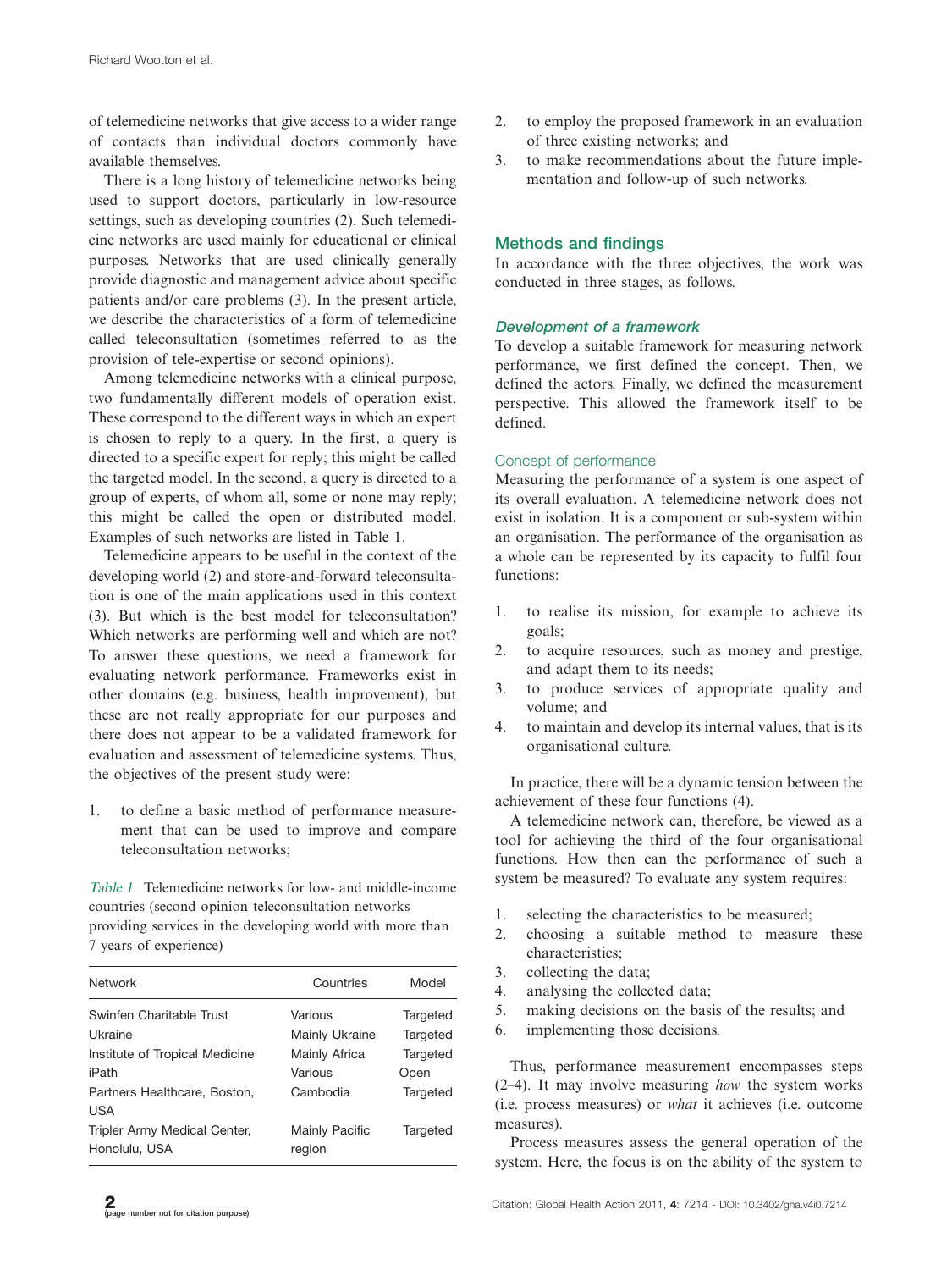of telemedicine networks that give access to a wider range of contacts than individual doctors commonly have available themselves.

There is a long history of telemedicine networks being used to support doctors, particularly in low-resource settings, such as developing countries (2). Such telemedicine networks are used mainly for educational or clinical purposes. Networks that are used clinically generally provide diagnostic and management advice about specific patients and/or care problems (3). In the present article, we describe the characteristics of a form of telemedicine called teleconsultation (sometimes referred to as the provision of tele-expertise or second opinions).

Among telemedicine networks with a clinical purpose, two fundamentally different models of operation exist. These correspond to the different ways in which an expert is chosen to reply to a query. In the first, a query is directed to a specific expert for reply; this might be called the targeted model. In the second, a query is directed to a group of experts, of whom all, some or none may reply; this might be called the open or distributed model. Examples of such networks are listed in Table 1.

Telemedicine appears to be useful in the context of the developing world (2) and store-and-forward teleconsultation is one of the main applications used in this context (3). But which is the best model for teleconsultation? Which networks are performing well and which are not? To answer these questions, we need a framework for evaluating network performance. Frameworks exist in other domains (e.g. business, health improvement), but these are not really appropriate for our purposes and there does not appear to be a validated framework for evaluation and assessment of telemedicine systems. Thus, the objectives of the present study were:

1. to define a basic method of performance measurement that can be used to improve and compare teleconsultation networks;
2. to employ the proposed framework in an evaluation of three existing networks; and
3. to make recommendations about the future implementation and follow-up of such networks.

*Table 1.* Telemedicine networks for low- and middle-income countries (second opinion teleconsultation networks providing services in the developing world with more than 7 years of experience)

| Network | Countries | Model |
|---|---|---|
| Swinfen Charitable Trust | Various | Targeted |
| Ukraine | Mainly Ukraine | Targeted |
| Institute of Tropical Medicine | Mainly Africa | Targeted |
| iPath | Various | Open |
| Partners Healthcare, Boston, USA | Cambodia | Targeted |
| Tripler Army Medical Center, Honolulu, USA | Mainly Pacific region | Targeted |

## Methods and findings

In accordance with the three objectives, the work was conducted in three stages, as follows.

### *Development of a framework*

To develop a suitable framework for measuring network performance, we first defined the concept. Then, we defined the actors. Finally, we defined the measurement perspective. This allowed the framework itself to be defined.

#### Concept of performance

Measuring the performance of a system is one aspect of its overall evaluation. A telemedicine network does not exist in isolation. It is a component or sub-system within an organisation. The performance of the organisation as a whole can be represented by its capacity to fulfil four functions:

1. to realise its mission, for example to achieve its goals;
2. to acquire resources, such as money and prestige, and adapt them to its needs;
3. to produce services of appropriate quality and volume; and
4. to maintain and develop its internal values, that is its organisational culture.

In practice, there will be a dynamic tension between the achievement of these four functions (4).

A telemedicine network can, therefore, be viewed as a tool for achieving the third of the four organisational functions. How then can the performance of such a system be measured? To evaluate any system requires:

1. selecting the characteristics to be measured;
2. choosing a suitable method to measure these characteristics;
3. collecting the data;
4. analysing the collected data;
5. making decisions on the basis of the results; and
6. implementing those decisions.

Thus, performance measurement encompasses steps (2–4). It may involve measuring *how* the system works (i.e. process measures) or *what* it achieves (i.e. outcome measures).

Process measures assess the general operation of the system. Here, the focus is on the ability of the system to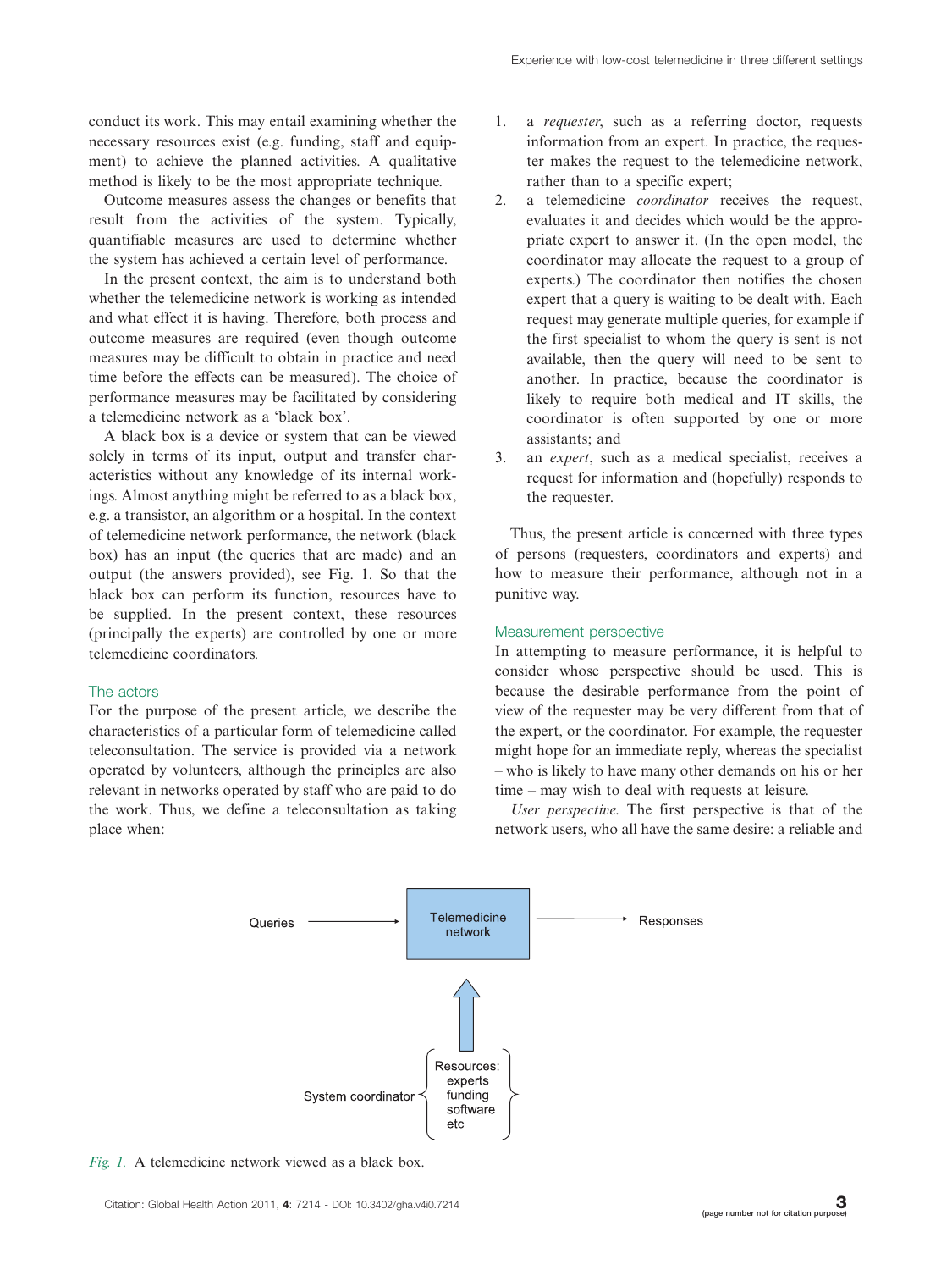conduct its work. This may entail examining whether the necessary resources exist (e.g. funding, staff and equipment) to achieve the planned activities. A qualitative method is likely to be the most appropriate technique.

Outcome measures assess the changes or benefits that result from the activities of the system. Typically, quantifiable measures are used to determine whether the system has achieved a certain level of performance.

In the present context, the aim is to understand both whether the telemedicine network is working as intended and what effect it is having. Therefore, both process and outcome measures are required (even though outcome measures may be difficult to obtain in practice and need time before the effects can be measured). The choice of performance measures may be facilitated by considering a telemedicine network as a 'black box'.

A black box is a device or system that can be viewed solely in terms of its input, output and transfer characteristics without any knowledge of its internal workings. Almost anything might be referred to as a black box, e.g. a transistor, an algorithm or a hospital. In the context of telemedicine network performance, the network (black box) has an input (the queries that are made) and an output (the answers provided), see Fig. 1. So that the black box can perform its function, resources have to be supplied. In the present context, these resources (principally the experts) are controlled by one or more telemedicine coordinators.

## The actors

For the purpose of the present article, we describe the characteristics of a particular form of telemedicine called teleconsultation. The service is provided via a network operated by volunteers, although the principles are also relevant in networks operated by staff who are paid to do the work. Thus, we define a teleconsultation as taking place when:

1. a *requester*, such as a referring doctor, requests information from an expert. In practice, the requester makes the request to the telemedicine network, rather than to a specific expert;
2. a telemedicine *coordinator* receives the request, evaluates it and decides which would be the appropriate expert to answer it. (In the open model, the coordinator may allocate the request to a group of experts.) The coordinator then notifies the chosen expert that a query is waiting to be dealt with. Each request may generate multiple queries, for example if the first specialist to whom the query is sent is not available, then the query will need to be sent to another. In practice, because the coordinator is likely to require both medical and IT skills, the coordinator is often supported by one or more assistants; and
3. an *expert*, such as a medical specialist, receives a request for information and (hopefully) responds to the requester.

Thus, the present article is concerned with three types of persons (requesters, coordinators and experts) and how to measure their performance, although not in a punitive way.

## Measurement perspective

In attempting to measure performance, it is helpful to consider whose perspective should be used. This is because the desirable performance from the point of view of the requester may be very different from that of the expert, or the coordinator. For example, the requester might hope for an immediate reply, whereas the specialist – who is likely to have many other demands on his or her time – may wish to deal with requests at leisure.

*User perspective.* The first perspective is that of the network users, who all have the same desire: a reliable and

Queries
Telemedicine network
Responses
Resources: experts funding software etc
System coordinator

*Fig. 1.* A telemedicine network viewed as a black box.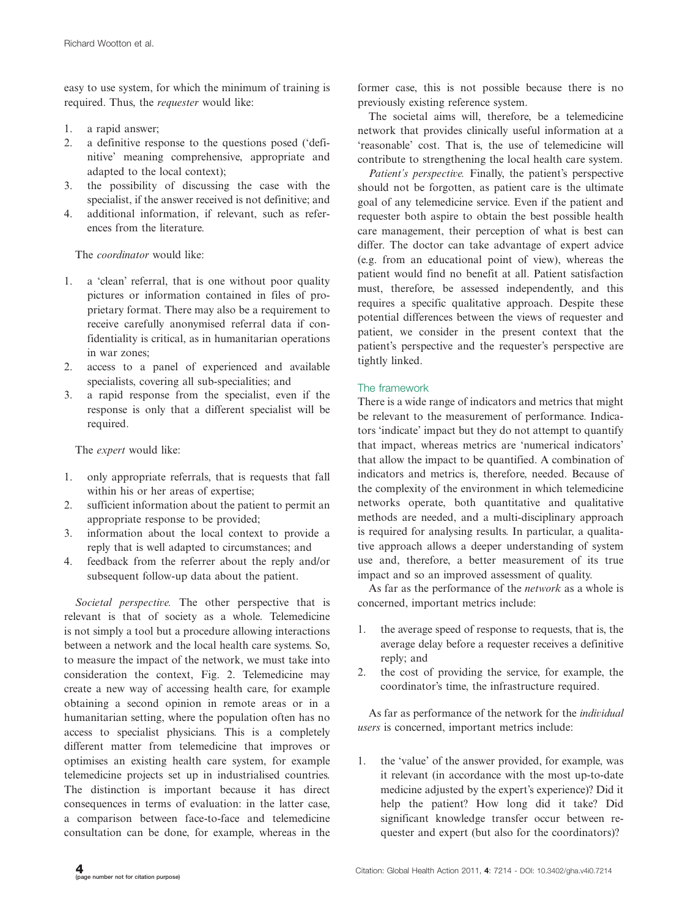easy to use system, for which the minimum of training is required. Thus, the *requester* would like:

1. a rapid answer;
2. a definitive response to the questions posed ('definitive' meaning comprehensive, appropriate and adapted to the local context);
3. the possibility of discussing the case with the specialist, if the answer received is not definitive; and
4. additional information, if relevant, such as references from the literature.

The *coordinator* would like:

1. a 'clean' referral, that is one without poor quality pictures or information contained in files of proprietary format. There may also be a requirement to receive carefully anonymised referral data if confidentiality is critical, as in humanitarian operations in war zones;
2. access to a panel of experienced and available specialists, covering all sub-specialities; and
3. a rapid response from the specialist, even if the response is only that a different specialist will be required.

The *expert* would like:

1. only appropriate referrals, that is requests that fall within his or her areas of expertise;
2. sufficient information about the patient to permit an appropriate response to be provided;
3. information about the local context to provide a reply that is well adapted to circumstances; and
4. feedback from the referrer about the reply and/or subsequent follow-up data about the patient.

*Societal perspective.* The other perspective that is relevant is that of society as a whole. Telemedicine is not simply a tool but a procedure allowing interactions between a network and the local health care systems. So, to measure the impact of the network, we must take into consideration the context, Fig. 2. Telemedicine may create a new way of accessing health care, for example obtaining a second opinion in remote areas or in a humanitarian setting, where the population often has no access to specialist physicians. This is a completely different matter from telemedicine that improves or optimises an existing health care system, for example telemedicine projects set up in industrialised countries. The distinction is important because it has direct consequences in terms of evaluation: in the latter case, a comparison between face-to-face and telemedicine consultation can be done, for example, whereas in the former case, this is not possible because there is no previously existing reference system.

The societal aims will, therefore, be a telemedicine network that provides clinically useful information at a 'reasonable' cost. That is, the use of telemedicine will contribute to strengthening the local health care system.

*Patient's perspective.* Finally, the patient's perspective should not be forgotten, as patient care is the ultimate goal of any telemedicine service. Even if the patient and requester both aspire to obtain the best possible health care management, their perception of what is best can differ. The doctor can take advantage of expert advice (e.g. from an educational point of view), whereas the patient would find no benefit at all. Patient satisfaction must, therefore, be assessed independently, and this requires a specific qualitative approach. Despite these potential differences between the views of requester and patient, we consider in the present context that the patient's perspective and the requester's perspective are tightly linked.

## The framework

There is a wide range of indicators and metrics that might be relevant to the measurement of performance. Indicators 'indicate' impact but they do not attempt to quantify that impact, whereas metrics are 'numerical indicators' that allow the impact to be quantified. A combination of indicators and metrics is, therefore, needed. Because of the complexity of the environment in which telemedicine networks operate, both quantitative and qualitative methods are needed, and a multi-disciplinary approach is required for analysing results. In particular, a qualitative approach allows a deeper understanding of system use and, therefore, a better measurement of its true impact and so an improved assessment of quality.

As far as the performance of the *network* as a whole is concerned, important metrics include:

1. the average speed of response to requests, that is, the average delay before a requester receives a definitive reply; and
2. the cost of providing the service, for example, the coordinator's time, the infrastructure required.

As far as performance of the network for the *individual users* is concerned, important metrics include:

1. the 'value' of the answer provided, for example, was it relevant (in accordance with the most up-to-date medicine adjusted by the expert's experience)? Did it help the patient? How long did it take? Did significant knowledge transfer occur between requester and expert (but also for the coordinators)?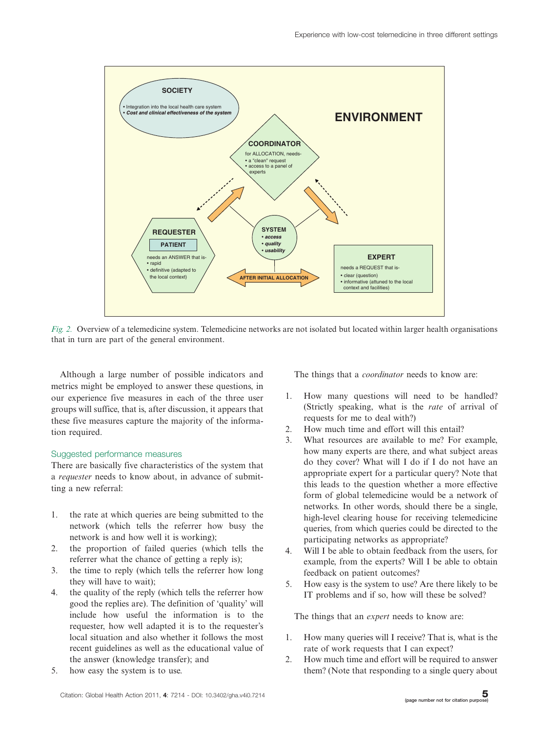*Fig. 2.* Overview of a telemedicine system. Telemedicine networks are not isolated but located within larger health organisations that in turn are part of the general environment.

Although a large number of possible indicators and metrics might be employed to answer these questions, in our experience five measures in each of the three user groups will suffice, that is, after discussion, it appears that these five measures capture the majority of the information required.

## Suggested performance measures

There are basically five characteristics of the system that a *requester* needs to know about, in advance of submitting a new referral:

1. the rate at which queries are being submitted to the network (which tells the referrer how busy the network is and how well it is working);
2. the proportion of failed queries (which tells the referrer what the chance of getting a reply is);
3. the time to reply (which tells the referrer how long they will have to wait);
4. the quality of the reply (which tells the referrer how good the replies are). The definition of 'quality' will include how useful the information is to the requester, how well adapted it is to the requester's local situation and also whether it follows the most recent guidelines as well as the educational value of the answer (knowledge transfer); and
5. how easy the system is to use.

The things that a *coordinator* needs to know are:

1. How many questions will need to be handled? (Strictly speaking, what is the *rate* of arrival of requests for me to deal with?)
2. How much time and effort will this entail?
3. What resources are available to me? For example, how many experts are there, and what subject areas do they cover? What will I do if I do not have an appropriate expert for a particular query? Note that this leads to the question whether a more effective form of global telemedicine would be a network of networks. In other words, should there be a single, high-level clearing house for receiving telemedicine queries, from which queries could be directed to the participating networks as appropriate?
4. Will I be able to obtain feedback from the users, for example, from the experts? Will I be able to obtain feedback on patient outcomes?
5. How easy is the system to use? Are there likely to be IT problems and if so, how will these be solved?

The things that an *expert* needs to know are:

1. How many queries will I receive? That is, what is the rate of work requests that I can expect?
2. How much time and effort will be required to answer them? (Note that responding to a single query about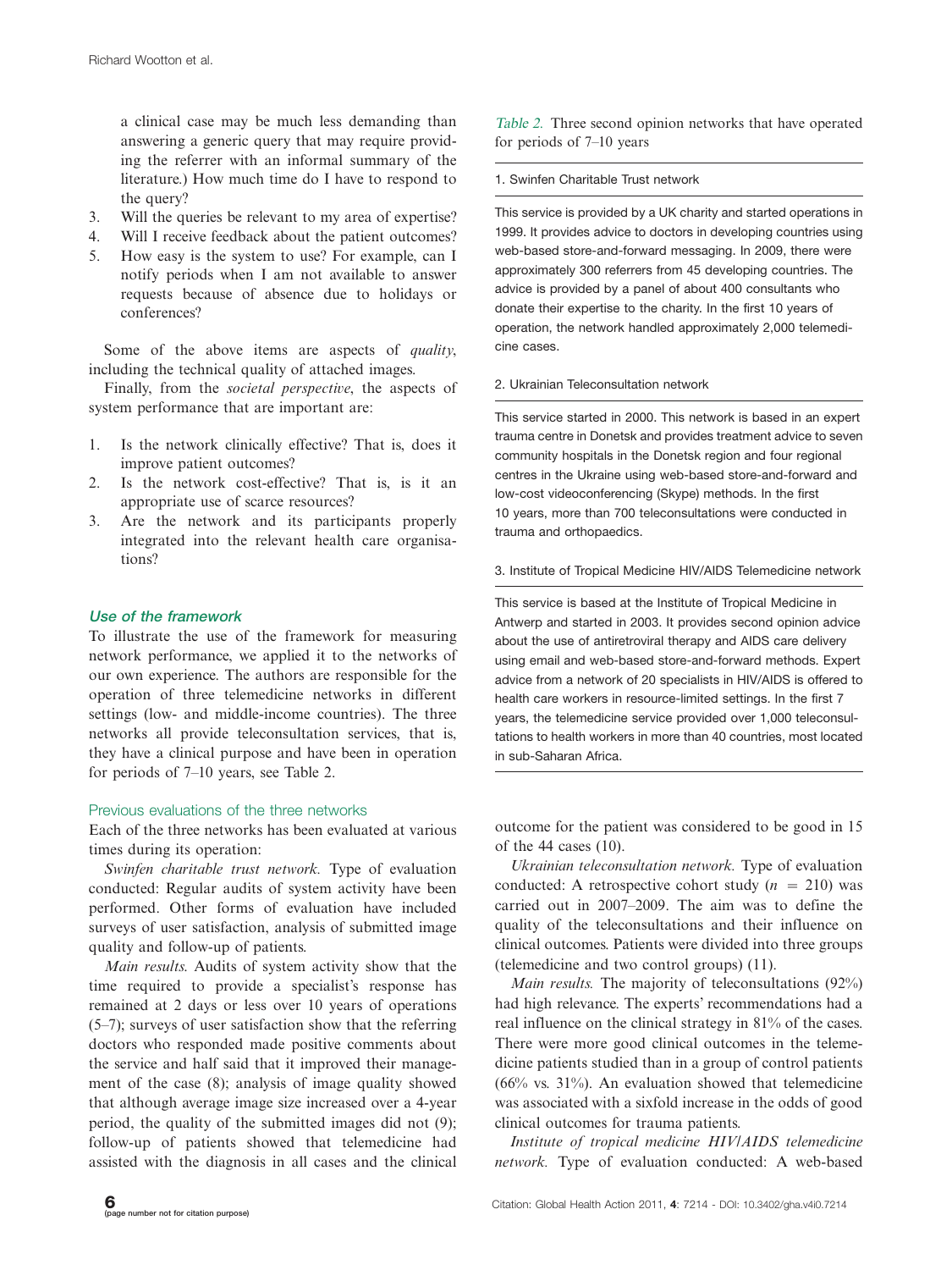a clinical case may be much less demanding than answering a generic query that may require providing the referrer with an informal summary of the literature.) How much time do I have to respond to the query?
3. Will the queries be relevant to my area of expertise?
4. Will I receive feedback about the patient outcomes?
5. How easy is the system to use? For example, can I notify periods when I am not available to answer requests because of absence due to holidays or conferences?

Some of the above items are aspects of *quality*, including the technical quality of attached images.

Finally, from the *societal perspective*, the aspects of system performance that are important are:

1. Is the network clinically effective? That is, does it improve patient outcomes?
2. Is the network cost-effective? That is, is it an appropriate use of scarce resources?
3. Are the network and its participants properly integrated into the relevant health care organisations?

### Use of the framework

To illustrate the use of the framework for measuring network performance, we applied it to the networks of our own experience. The authors are responsible for the operation of three telemedicine networks in different settings (low- and middle-income countries). The three networks all provide teleconsultation services, that is, they have a clinical purpose and have been in operation for periods of 7–10 years, see Table 2.

*Table 2.* Three second opinion networks that have operated for periods of 7–10 years

| 1. Swinfen Charitable Trust network |
|---|
| This service is provided by a UK charity and started operations in 1999. It provides advice to doctors in developing countries using web-based store-and-forward messaging. In 2009, there were approximately 300 referrers from 45 developing countries. The advice is provided by a panel of about 400 consultants who donate their expertise to the charity. In the first 10 years of operation, the network handled approximately 2,000 telemedicine cases. |
| **2. Ukrainian Teleconsultation network** |
| This service started in 2000. This network is based in an expert trauma centre in Donetsk and provides treatment advice to seven community hospitals in the Donetsk region and four regional centres in the Ukraine using web-based store-and-forward and low-cost videoconferencing (Skype) methods. In the first 10 years, more than 700 teleconsultations were conducted in trauma and orthopaedics. |
| **3. Institute of Tropical Medicine HIV/AIDS Telemedicine network** |
| This service is based at the Institute of Tropical Medicine in Antwerp and started in 2003. It provides second opinion advice about the use of antiretroviral therapy and AIDS care delivery using email and web-based store-and-forward methods. Expert advice from a network of 20 specialists in HIV/AIDS is offered to health care workers in resource-limited settings. In the first 7 years, the telemedicine service provided over 1,000 teleconsultations to health workers in more than 40 countries, most located in sub-Saharan Africa. |

#### Previous evaluations of the three networks

Each of the three networks has been evaluated at various times during its operation:

*Swinfen charitable trust network.* Type of evaluation conducted: Regular audits of system activity have been performed. Other forms of evaluation have included surveys of user satisfaction, analysis of submitted image quality and follow-up of patients.

*Main results.* Audits of system activity show that the time required to provide a specialist's response has remained at 2 days or less over 10 years of operations (5–7); surveys of user satisfaction show that the referring doctors who responded made positive comments about the service and half said that it improved their management of the case (8); analysis of image quality showed that although average image size increased over a 4-year period, the quality of the submitted images did not (9); follow-up of patients showed that telemedicine had assisted with the diagnosis in all cases and the clinical outcome for the patient was considered to be good in 15 of the 44 cases (10).

*Ukrainian teleconsultation network.* Type of evaluation conducted: A retrospective cohort study ($n = 210$) was carried out in 2007–2009. The aim was to define the quality of the teleconsultations and their influence on clinical outcomes. Patients were divided into three groups (telemedicine and two control groups) (11).

*Main results.* The majority of teleconsultations (92%) had high relevance. The experts' recommendations had a real influence on the clinical strategy in 81% of the cases. There were more good clinical outcomes in the telemedicine patients studied than in a group of control patients (66% vs. 31%). An evaluation showed that telemedicine was associated with a sixfold increase in the odds of good clinical outcomes for trauma patients.

*Institute of tropical medicine HIV/AIDS telemedicine network.* Type of evaluation conducted: A web-based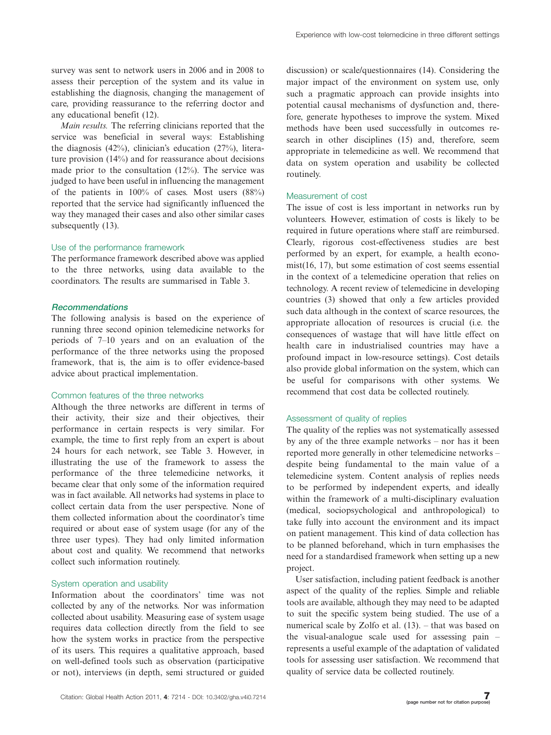survey was sent to network users in 2006 and in 2008 to assess their perception of the system and its value in establishing the diagnosis, changing the management of care, providing reassurance to the referring doctor and any educational benefit (12).

*Main results.* The referring clinicians reported that the service was beneficial in several ways: Establishing the diagnosis (42%), clinician's education (27%), literature provision (14%) and for reassurance about decisions made prior to the consultation (12%). The service was judged to have been useful in influencing the management of the patients in 100% of cases. Most users (88%) reported that the service had significantly influenced the way they managed their cases and also other similar cases subsequently (13).

### Use of the performance framework

The performance framework described above was applied to the three networks, using data available to the coordinators. The results are summarised in Table 3.

## *Recommendations*

The following analysis is based on the experience of running three second opinion telemedicine networks for periods of 7–10 years and on an evaluation of the performance of the three networks using the proposed framework, that is, the aim is to offer evidence-based advice about practical implementation.

### Common features of the three networks

Although the three networks are different in terms of their activity, their size and their objectives, their performance in certain respects is very similar. For example, the time to first reply from an expert is about 24 hours for each network, see Table 3. However, in illustrating the use of the framework to assess the performance of the three telemedicine networks, it became clear that only some of the information required was in fact available. All networks had systems in place to collect certain data from the user perspective. None of them collected information about the coordinator's time required or about ease of system usage (for any of the three user types). They had only limited information about cost and quality. We recommend that networks collect such information routinely.

### System operation and usability

Information about the coordinators' time was not collected by any of the networks. Nor was information collected about usability. Measuring ease of system usage requires data collection directly from the field to see how the system works in practice from the perspective of its users. This requires a qualitative approach, based on well-defined tools such as observation (participative or not), interviews (in depth, semi structured or guided discussion) or scale/questionnaires (14). Considering the major impact of the environment on system use, only such a pragmatic approach can provide insights into potential causal mechanisms of dysfunction and, therefore, generate hypotheses to improve the system. Mixed methods have been used successfully in outcomes research in other disciplines (15) and, therefore, seem appropriate in telemedicine as well. We recommend that data on system operation and usability be collected routinely.

### Measurement of cost

The issue of cost is less important in networks run by volunteers. However, estimation of costs is likely to be required in future operations where staff are reimbursed. Clearly, rigorous cost-effectiveness studies are best performed by an expert, for example, a health economist(16, 17), but some estimation of cost seems essential in the context of a telemedicine operation that relies on technology. A recent review of telemedicine in developing countries (3) showed that only a few articles provided such data although in the context of scarce resources, the appropriate allocation of resources is crucial (i.e. the consequences of wastage that will have little effect on health care in industrialised countries may have a profound impact in low-resource settings). Cost details also provide global information on the system, which can be useful for comparisons with other systems. We recommend that cost data be collected routinely.

### Assessment of quality of replies

The quality of the replies was not systematically assessed by any of the three example networks – nor has it been reported more generally in other telemedicine networks – despite being fundamental to the main value of a telemedicine system. Content analysis of replies needs to be performed by independent experts, and ideally within the framework of a multi-disciplinary evaluation (medical, sociopsychological and anthropological) to take fully into account the environment and its impact on patient management. This kind of data collection has to be planned beforehand, which in turn emphasises the need for a standardised framework when setting up a new project.

User satisfaction, including patient feedback is another aspect of the quality of the replies. Simple and reliable tools are available, although they may need to be adapted to suit the specific system being studied. The use of a numerical scale by Zolfo et al. (13). – that was based on the visual-analogue scale used for assessing pain – represents a useful example of the adaptation of validated tools for assessing user satisfaction. We recommend that quality of service data be collected routinely.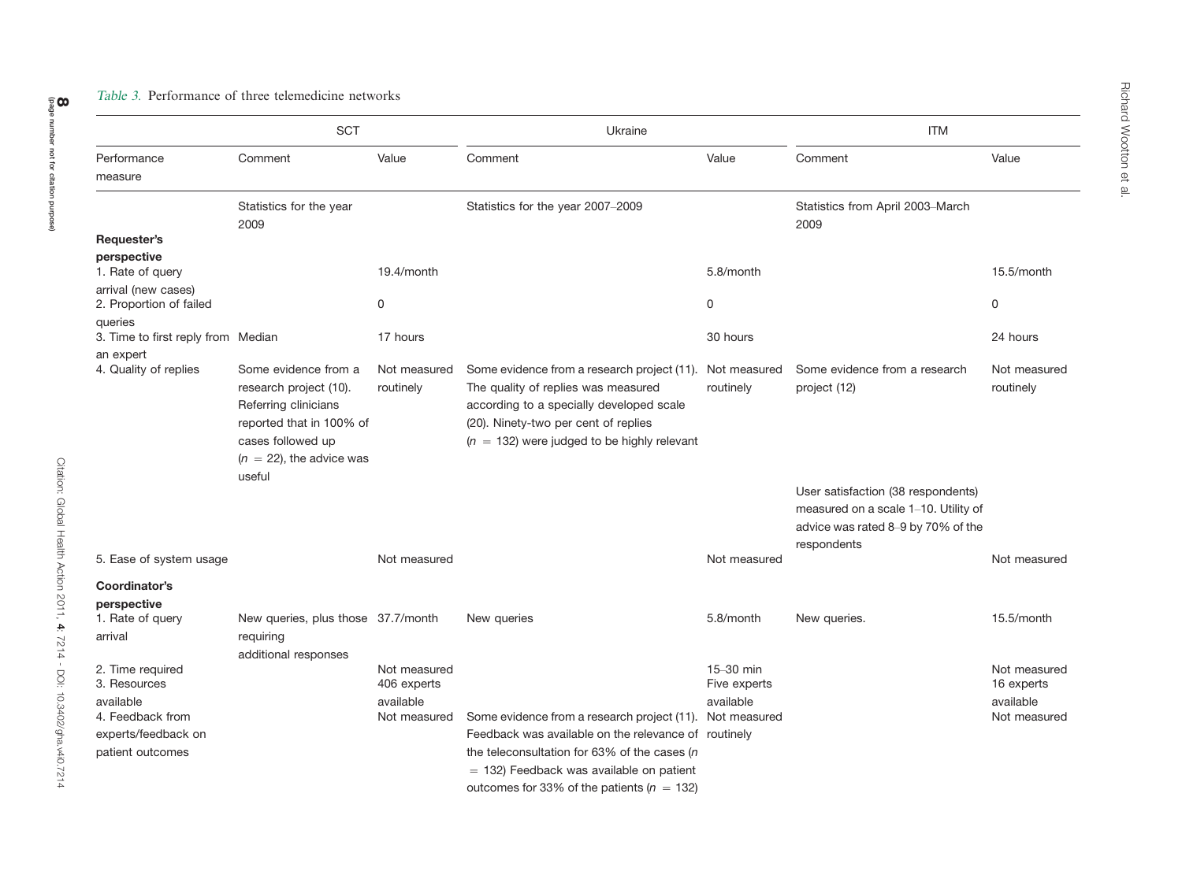*Table 3.* Performance of three telemedicine networks

| Performance measure | SCT | | Ukraine | | ITM | |
|---|---|---|---|---|---|---|
| | Comment | Value | Comment | Value | Comment | Value |
| | Statistics for the year 2009 | | Statistics for the year 2007–2009 | | Statistics from April 2003–March 2009 | |
| **Requester's perspective** | | | | | | |
| 1. Rate of query arrival (new cases) | | 19.4/month | | 5.8/month | | 15.5/month |
| 2. Proportion of failed queries | | 0 | | 0 | | 0 |
| 3. Time to first reply from an expert | Median | 17 hours | | 30 hours | | 24 hours |
| 4. Quality of replies | Some evidence from a research project (10). Referring clinicians reported that in 100% of cases followed up ($n = 22$), the advice was useful | Not measured routinely | Some evidence from a research project (11). The quality of replies was measured according to a specially developed scale (20). Ninety-two per cent of replies ($n = 132$) were judged to be highly relevant | Not measured routinely | Some evidence from a research project (12) | Not measured routinely |
| | | | | | User satisfaction (38 respondents) measured on a scale 1–10. Utility of advice was rated 8–9 by 70% of the respondents | |
| 5. Ease of system usage | | Not measured | | Not measured | | Not measured |
| **Coordinator's perspective** | | | | | | |
| 1. Rate of query arrival | New queries, plus those requiring additional responses | 37.7/month | New queries | 5.8/month | New queries. | 15.5/month |
| 2. Time required | | Not measured | | 15–30 min | | Not measured |
| 3. Resources available | | 406 experts available | | Five experts available | | 16 experts available |
| 4. Feedback from experts/feedback on patient outcomes | | Not measured | Some evidence from a research project (11). Feedback was available on the relevance of the teleconsultation for 63% of the cases ($n = 132$) Feedback was available on patient outcomes for 33% of the patients ($n = 132$) | Not measured routinely | | Not measured |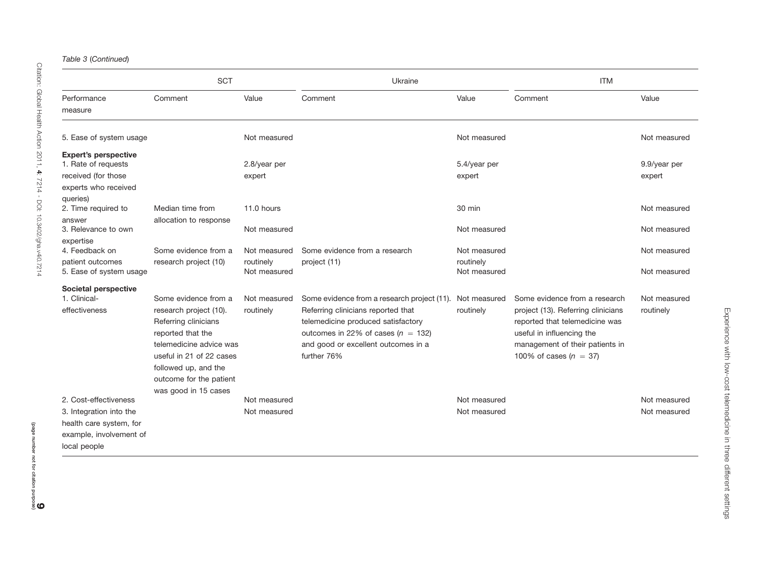*Table 3 (Continued)*

| | SCT | | Ukraine | | ITM | |
|---|---|---|---|---|---|---|
| Performance measure | Comment | Value | Comment | Value | Comment | Value |
| 5. Ease of system usage | | Not measured | | Not measured | | Not measured |
| **Expert's perspective** | | | | | | |
| 1. Rate of requests received (for those experts who received queries) | | 2.8/year per expert | | 5.4/year per expert | | 9.9/year per expert |
| 2. Time required to answer | Median time from allocation to response | 11.0 hours | | 30 min | | Not measured |
| 3. Relevance to own expertise | | Not measured | | Not measured | | Not measured |
| 4. Feedback on patient outcomes | Some evidence from a research project (10) | Not measured routinely | Some evidence from a research project (11) | Not measured routinely | | Not measured |
| 5. Ease of system usage | | Not measured | | Not measured | | Not measured |
| **Societal perspective** | | | | | | |
| 1. Clinical-effectiveness | Some evidence from a research project (10). Referring clinicians reported that the telemedicine advice was useful in 21 of 22 cases followed up, and the outcome for the patient was good in 15 cases | Not measured routinely | Some evidence from a research project (11). Referring clinicians reported that telemedicine produced satisfactory outcomes in 22% of cases ($n = 132$) and good or excellent outcomes in a further 76% | Not measured routinely | Some evidence from a research project (13). Referring clinicians reported that telemedicine was useful in influencing the management of their patients in 100% of cases ($n = 37$) | Not measured routinely |
| 2. Cost-effectiveness | | Not measured | | Not measured | | Not measured |
| 3. Integration into the health care system, for example, involvement of local people | | Not measured | | Not measured | | Not measured |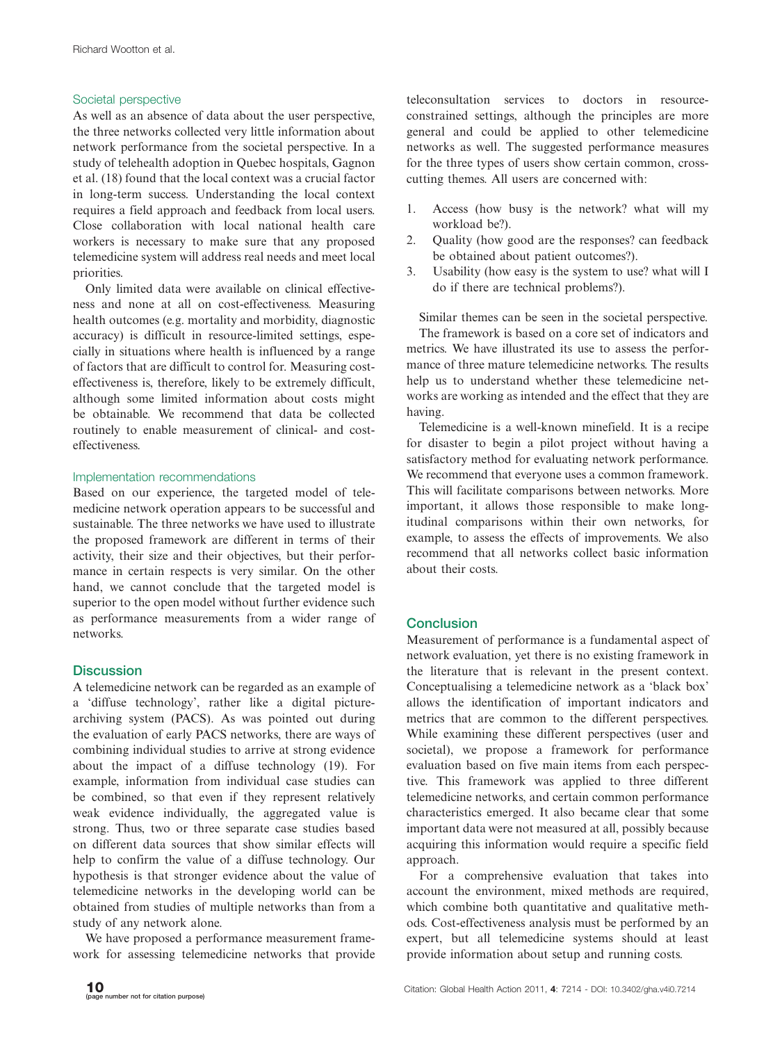### Societal perspective

As well as an absence of data about the user perspective, the three networks collected very little information about network performance from the societal perspective. In a study of telehealth adoption in Quebec hospitals, Gagnon et al. (18) found that the local context was a crucial factor in long-term success. Understanding the local context requires a field approach and feedback from local users. Close collaboration with local national health care workers is necessary to make sure that any proposed telemedicine system will address real needs and meet local priorities.

Only limited data were available on clinical effectiveness and none at all on cost-effectiveness. Measuring health outcomes (e.g. mortality and morbidity, diagnostic accuracy) is difficult in resource-limited settings, especially in situations where health is influenced by a range of factors that are difficult to control for. Measuring cost-effectiveness is, therefore, likely to be extremely difficult, although some limited information about costs might be obtainable. We recommend that data be collected routinely to enable measurement of clinical- and cost-effectiveness.

### Implementation recommendations

Based on our experience, the targeted model of telemedicine network operation appears to be successful and sustainable. The three networks we have used to illustrate the proposed framework are different in terms of their activity, their size and their objectives, but their performance in certain respects is very similar. On the other hand, we cannot conclude that the targeted model is superior to the open model without further evidence such as performance measurements from a wider range of networks.

## Discussion

A telemedicine network can be regarded as an example of a 'diffuse technology', rather like a digital picture-archiving system (PACS). As was pointed out during the evaluation of early PACS networks, there are ways of combining individual studies to arrive at strong evidence about the impact of a diffuse technology (19). For example, information from individual case studies can be combined, so that even if they represent relatively weak evidence individually, the aggregated value is strong. Thus, two or three separate case studies based on different data sources that show similar effects will help to confirm the value of a diffuse technology. Our hypothesis is that stronger evidence about the value of telemedicine networks in the developing world can be obtained from studies of multiple networks than from a study of any network alone.

We have proposed a performance measurement framework for assessing telemedicine networks that provide teleconsultation services to doctors in resource-constrained settings, although the principles are more general and could be applied to other telemedicine networks as well. The suggested performance measures for the three types of users show certain common, cross-cutting themes. All users are concerned with:

1. Access (how busy is the network? what will my workload be?).
2. Quality (how good are the responses? can feedback be obtained about patient outcomes?).
3. Usability (how easy is the system to use? what will I do if there are technical problems?).

Similar themes can be seen in the societal perspective.

The framework is based on a core set of indicators and metrics. We have illustrated its use to assess the performance of three mature telemedicine networks. The results help us to understand whether these telemedicine networks are working as intended and the effect that they are having.

Telemedicine is a well-known minefield. It is a recipe for disaster to begin a pilot project without having a satisfactory method for evaluating network performance. We recommend that everyone uses a common framework. This will facilitate comparisons between networks. More important, it allows those responsible to make longitudinal comparisons within their own networks, for example, to assess the effects of improvements. We also recommend that all networks collect basic information about their costs.

## Conclusion

Measurement of performance is a fundamental aspect of network evaluation, yet there is no existing framework in the literature that is relevant in the present context. Conceptualising a telemedicine network as a 'black box' allows the identification of important indicators and metrics that are common to the different perspectives. While examining these different perspectives (user and societal), we propose a framework for performance evaluation based on five main items from each perspective. This framework was applied to three different telemedicine networks, and certain common performance characteristics emerged. It also became clear that some important data were not measured at all, possibly because acquiring this information would require a specific field approach.

For a comprehensive evaluation that takes into account the environment, mixed methods are required, which combine both quantitative and qualitative methods. Cost-effectiveness analysis must be performed by an expert, but all telemedicine systems should at least provide information about setup and running costs.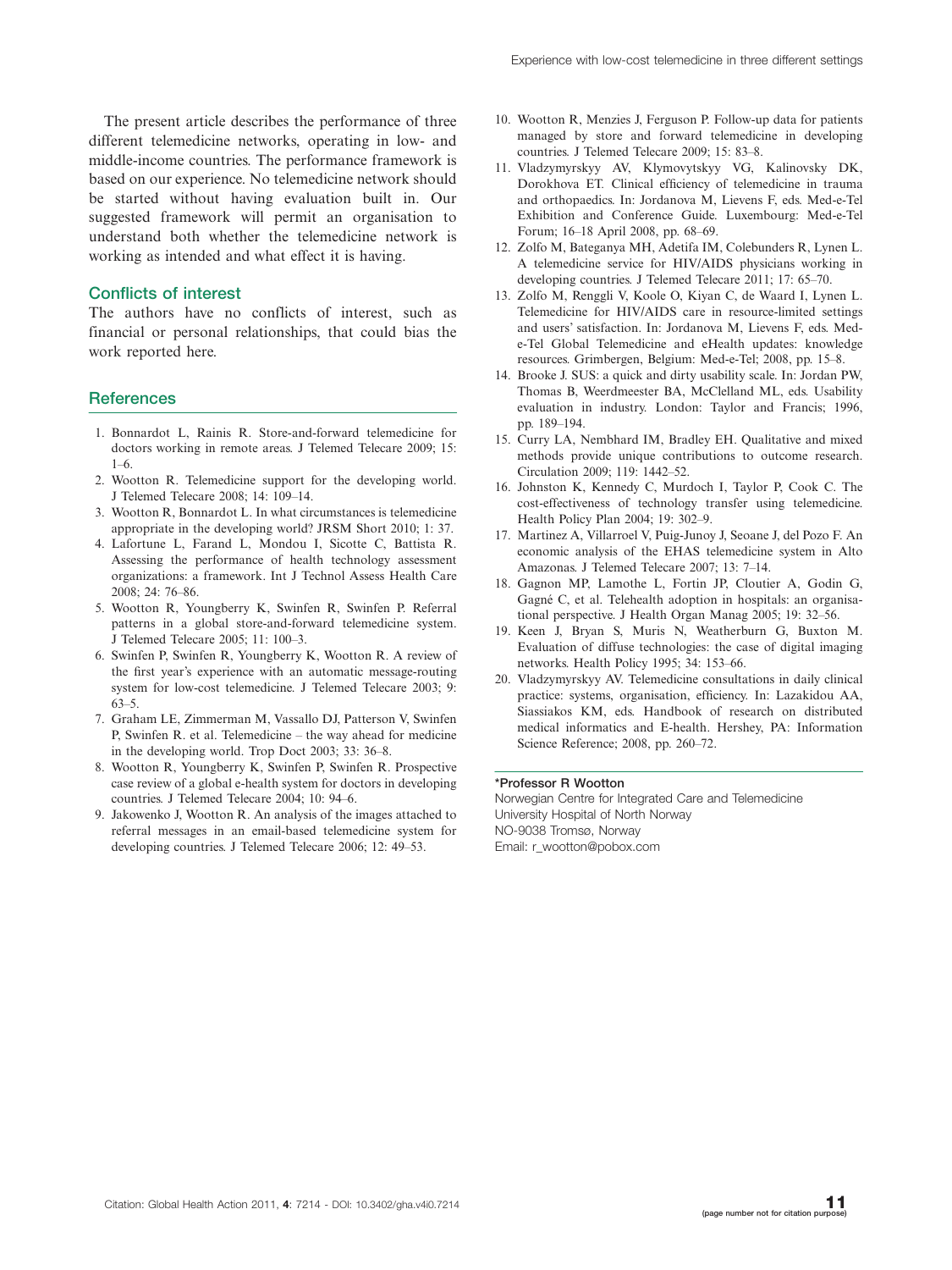The present article describes the performance of three different telemedicine networks, operating in low- and middle-income countries. The performance framework is based on our experience. No telemedicine network should be started without having evaluation built in. Our suggested framework will permit an organisation to understand both whether the telemedicine network is working as intended and what effect it is having.

## Conflicts of interest

The authors have no conflicts of interest, such as financial or personal relationships, that could bias the work reported here.

## References

1. Bonnardot L, Rainis R. Store-and-forward telemedicine for doctors working in remote areas. J Telemed Telecare 2009; 15: 1–6.
2. Wootton R. Telemedicine support for the developing world. J Telemed Telecare 2008; 14: 109–14.
3. Wootton R, Bonnardot L. In what circumstances is telemedicine appropriate in the developing world? JRSM Short 2010; 1: 37.
4. Lafortune L, Farand L, Mondou I, Sicotte C, Battista R. Assessing the performance of health technology assessment organizations: a framework. Int J Technol Assess Health Care 2008; 24: 76–86.
5. Wootton R, Youngberry K, Swinfen R, Swinfen P. Referral patterns in a global store-and-forward telemedicine system. J Telemed Telecare 2005; 11: 100–3.
6. Swinfen P, Swinfen R, Youngberry K, Wootton R. A review of the first year's experience with an automatic message-routing system for low-cost telemedicine. J Telemed Telecare 2003; 9: 63–5.
7. Graham LE, Zimmerman M, Vassallo DJ, Patterson V, Swinfen P, Swinfen R. et al. Telemedicine – the way ahead for medicine in the developing world. Trop Doct 2003; 33: 36–8.
8. Wootton R, Youngberry K, Swinfen P, Swinfen R. Prospective case review of a global e-health system for doctors in developing countries. J Telemed Telecare 2004; 10: 94–6.
9. Jakowenko J, Wootton R. An analysis of the images attached to referral messages in an email-based telemedicine system for developing countries. J Telemed Telecare 2006; 12: 49–53.
10. Wootton R, Menzies J, Ferguson P. Follow-up data for patients managed by store and forward telemedicine in developing countries. J Telemed Telecare 2009; 15: 83–8.
11. Vladzymyrskyy AV, Klymovytskyy VG, Kalinovsky DK, Dorokhova ET. Clinical efficiency of telemedicine in trauma and orthopaedics. In: Jordanova M, Lievens F, eds. Med-e-Tel Exhibition and Conference Guide. Luxembourg: Med-e-Tel Forum; 16–18 April 2008, pp. 68–69.
12. Zolfo M, Bateganya MH, Adetifa IM, Colebunders R, Lynen L. A telemedicine service for HIV/AIDS physicians working in developing countries. J Telemed Telecare 2011; 17: 65–70.
13. Zolfo M, Renggli V, Koole O, Kiyan C, de Waard I, Lynen L. Telemedicine for HIV/AIDS care in resource-limited settings and users' satisfaction. In: Jordanova M, Lievens F, eds. Med-e-Tel Global Telemedicine and eHealth updates: knowledge resources. Grimbergen, Belgium: Med-e-Tel; 2008, pp. 15–8.
14. Brooke J. SUS: a quick and dirty usability scale. In: Jordan PW, Thomas B, Weerdmeester BA, McClelland ML, eds. Usability evaluation in industry. London: Taylor and Francis; 1996, pp. 189–194.
15. Curry LA, Nembhard IM, Bradley EH. Qualitative and mixed methods provide unique contributions to outcome research. Circulation 2009; 119: 1442–52.
16. Johnston K, Kennedy C, Murdoch I, Taylor P, Cook C. The cost-effectiveness of technology transfer using telemedicine. Health Policy Plan 2004; 19: 302–9.
17. Martinez A, Villarroel V, Puig-Junoy J, Seoane J, del Pozo F. An economic analysis of the EHAS telemedicine system in Alto Amazonas. J Telemed Telecare 2007; 13: 7–14.
18. Gagnon MP, Lamothe L, Fortin JP, Cloutier A, Godin G, Gagné C, et al. Telehealth adoption in hospitals: an organisational perspective. J Health Organ Manag 2005; 19: 32–56.
19. Keen J, Bryan S, Muris N, Weatherburn G, Buxton M. Evaluation of diffuse technologies: the case of digital imaging networks. Health Policy 1995; 34: 153–66.
20. Vladzymyrskyy AV. Telemedicine consultations in daily clinical practice: systems, organisation, efficiency. In: Lazakidou AA, Siassiakos KM, eds. Handbook of research on distributed medical informatics and E-health. Hershey, PA: Information Science Reference; 2008, pp. 260–72.

**\*Professor R Wootton**
Norwegian Centre for Integrated Care and Telemedicine
University Hospital of North Norway
NO-9038 Tromsø, Norway
Email: r_wootton@pobox.com